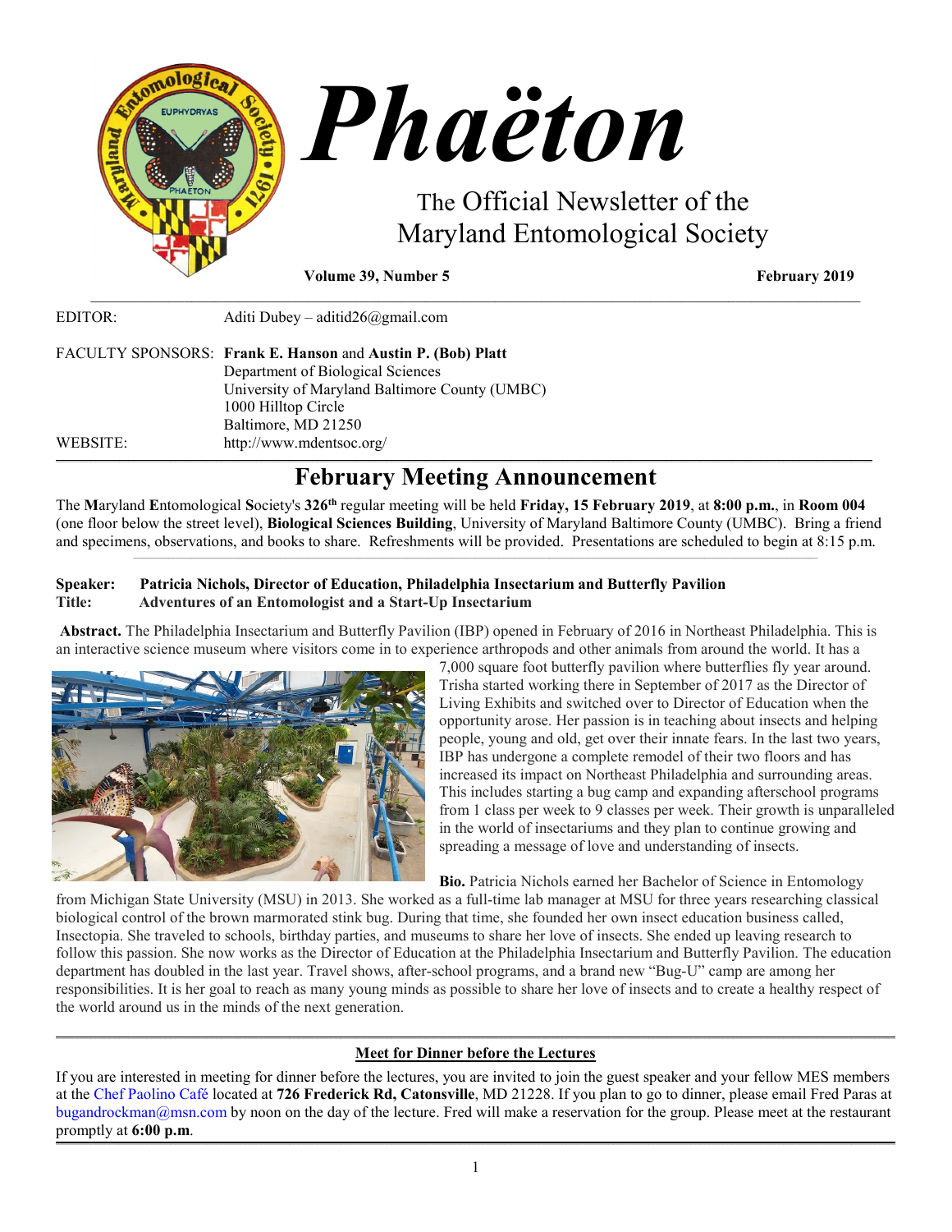# Phaëton

## The Official Newsletter of the Maryland Entomological Society

**Volume 39, Number 5** **February 2019**

EDITOR: Aditi Dubey – aditid26@gmail.com

FACULTY SPONSORS: **Frank E. Hanson** and **Austin P. (Bob) Platt**
Department of Biological Sciences
University of Maryland Baltimore County (UMBC)
1000 Hilltop Circle
Baltimore, MD 21250

WEBSITE: http://www.mdentsoc.org/

## February Meeting Announcement

The **M**aryland **E**ntomological **S**ociety's **326th** regular meeting will be held **Friday, 15 February 2019**, at **8:00 p.m.**, in **Room 004** (one floor below the street level), **Biological Sciences Building**, University of Maryland Baltimore County (UMBC). Bring a friend and specimens, observations, and books to share. Refreshments will be provided. Presentations are scheduled to begin at 8:15 p.m.

**Speaker: Patricia Nichols, Director of Education, Philadelphia Insectarium and Butterfly Pavilion**
**Title: Adventures of an Entomologist and a Start-Up Insectarium**

**Abstract.** The Philadelphia Insectarium and Butterfly Pavilion (IBP) opened in February of 2016 in Northeast Philadelphia. This is an interactive science museum where visitors come in to experience arthropods and other animals from around the world. It has a 7,000 square foot butterfly pavilion where butterflies fly year around. Trisha started working there in September of 2017 as the Director of Living Exhibits and switched over to Director of Education when the opportunity arose. Her passion is in teaching about insects and helping people, young and old, get over their innate fears. In the last two years, IBP has undergone a complete remodel of their two floors and has increased its impact on Northeast Philadelphia and surrounding areas. This includes starting a bug camp and expanding afterschool programs from 1 class per week to 9 classes per week. Their growth is unparalleled in the world of insectariums and they plan to continue growing and spreading a message of love and understanding of insects.

**Bio.** Patricia Nichols earned her Bachelor of Science in Entomology from Michigan State University (MSU) in 2013. She worked as a full-time lab manager at MSU for three years researching classical biological control of the brown marmorated stink bug. During that time, she founded her own insect education business called, Insectopia. She traveled to schools, birthday parties, and museums to share her love of insects. She ended up leaving research to follow this passion. She now works as the Director of Education at the Philadelphia Insectarium and Butterfly Pavilion. The education department has doubled in the last year. Travel shows, after-school programs, and a brand new "Bug-U" camp are among her responsibilities. It is her goal to reach as many young minds as possible to share her love of insects and to create a healthy respect of the world around us in the minds of the next generation.

### Meet for Dinner before the Lectures

If you are interested in meeting for dinner before the lectures, you are invited to join the guest speaker and your fellow MES members at the Chef Paolino Café located at **726 Frederick Rd, Catonsville**, MD 21228. If you plan to go to dinner, please email Fred Paras at bugandrockman@msn.com by noon on the day of the lecture. Fred will make a reservation for the group. Please meet at the restaurant promptly at **6:00 p.m**.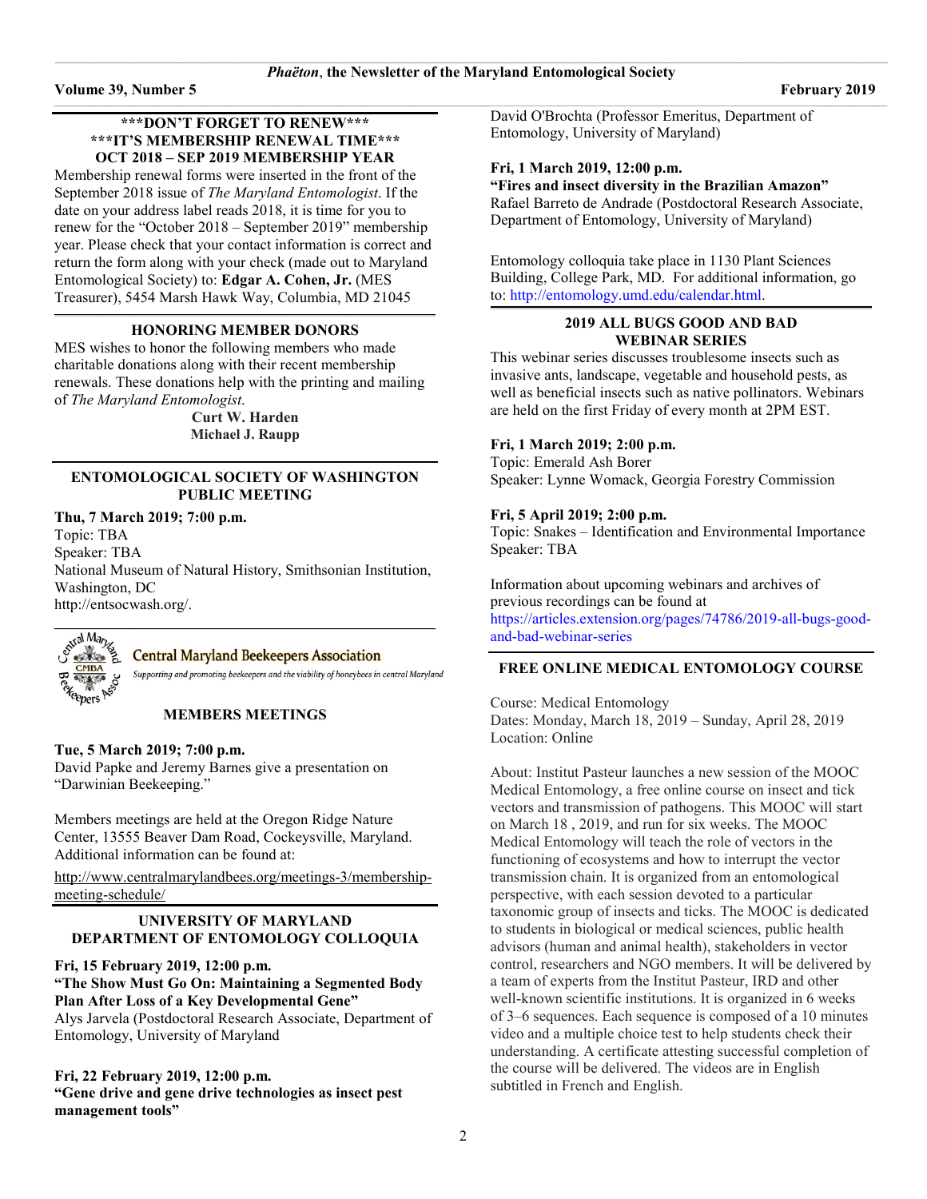***DON'T FORGET TO RENEW***
***IT'S MEMBERSHIP RENEWAL TIME***
**OCT 2018 – SEP 2019 MEMBERSHIP YEAR**

Membership renewal forms were inserted in the front of the September 2018 issue of *The Maryland Entomologist*. If the date on your address label reads 2018, it is time for you to renew for the "October 2018 – September 2019" membership year. Please check that your contact information is correct and return the form along with your check (made out to Maryland Entomological Society) to: **Edgar A. Cohen, Jr.** (MES Treasurer), 5454 Marsh Hawk Way, Columbia, MD 21045

## HONORING MEMBER DONORS

MES wishes to honor the following members who made charitable donations along with their recent membership renewals. These donations help with the printing and mailing of *The Maryland Entomologist*.

**Curt W. Harden**
**Michael J. Raupp**

## ENTOMOLOGICAL SOCIETY OF WASHINGTON PUBLIC MEETING

**Thu, 7 March 2019; 7:00 p.m.**
Topic: TBA
Speaker: TBA
National Museum of Natural History, Smithsonian Institution, Washington, DC
http://entsocwash.org/.

**Central Maryland Beekeepers Association**
*Supporting and promoting beekeepers and the viability of honeybees in central Maryland*

## MEMBERS MEETINGS

**Tue, 5 March 2019; 7:00 p.m.**
David Papke and Jeremy Barnes give a presentation on "Darwinian Beekeeping."

Members meetings are held at the Oregon Ridge Nature Center, 13555 Beaver Dam Road, Cockeysville, Maryland. Additional information can be found at:

http://www.centralmarylandbees.org/meetings-3/membership-meeting-schedule/

## UNIVERSITY OF MARYLAND DEPARTMENT OF ENTOMOLOGY COLLOQUIA

**Fri, 15 February 2019, 12:00 p.m.**
**"The Show Must Go On: Maintaining a Segmented Body Plan After Loss of a Key Developmental Gene"**
Alys Jarvela (Postdoctoral Research Associate, Department of Entomology, University of Maryland

**Fri, 22 February 2019, 12:00 p.m.**
**"Gene drive and gene drive technologies as insect pest management tools"**
David O'Brochta (Professor Emeritus, Department of Entomology, University of Maryland)

**Fri, 1 March 2019, 12:00 p.m.**
**"Fires and insect diversity in the Brazilian Amazon"**
Rafael Barreto de Andrade (Postdoctoral Research Associate, Department of Entomology, University of Maryland)

Entomology colloquia take place in 1130 Plant Sciences Building, College Park, MD. For additional information, go to: http://entomology.umd.edu/calendar.html.

## 2019 ALL BUGS GOOD AND BAD WEBINAR SERIES

This webinar series discusses troublesome insects such as invasive ants, landscape, vegetable and household pests, as well as beneficial insects such as native pollinators. Webinars are held on the first Friday of every month at 2PM EST.

**Fri, 1 March 2019; 2:00 p.m.**
Topic: Emerald Ash Borer
Speaker: Lynne Womack, Georgia Forestry Commission

**Fri, 5 April 2019; 2:00 p.m.**
Topic: Snakes – Identification and Environmental Importance
Speaker: TBA

Information about upcoming webinars and archives of previous recordings can be found at https://articles.extension.org/pages/74786/2019-all-bugs-good-and-bad-webinar-series

## FREE ONLINE MEDICAL ENTOMOLOGY COURSE

Course: Medical Entomology
Dates: Monday, March 18, 2019 – Sunday, April 28, 2019
Location: Online

About: Institut Pasteur launches a new session of the MOOC Medical Entomology, a free online course on insect and tick vectors and transmission of pathogens. This MOOC will start on March 18 , 2019, and run for six weeks. The MOOC Medical Entomology will teach the role of vectors in the functioning of ecosystems and how to interrupt the vector transmission chain. It is organized from an entomological perspective, with each session devoted to a particular taxonomic group of insects and ticks. The MOOC is dedicated to students in biological or medical sciences, public health advisors (human and animal health), stakeholders in vector control, researchers and NGO members. It will be delivered by a team of experts from the Institut Pasteur, IRD and other well-known scientific institutions. It is organized in 6 weeks of 3–6 sequences. Each sequence is composed of a 10 minutes video and a multiple choice test to help students check their understanding. A certificate attesting successful completion of the course will be delivered. The videos are in English subtitled in French and English.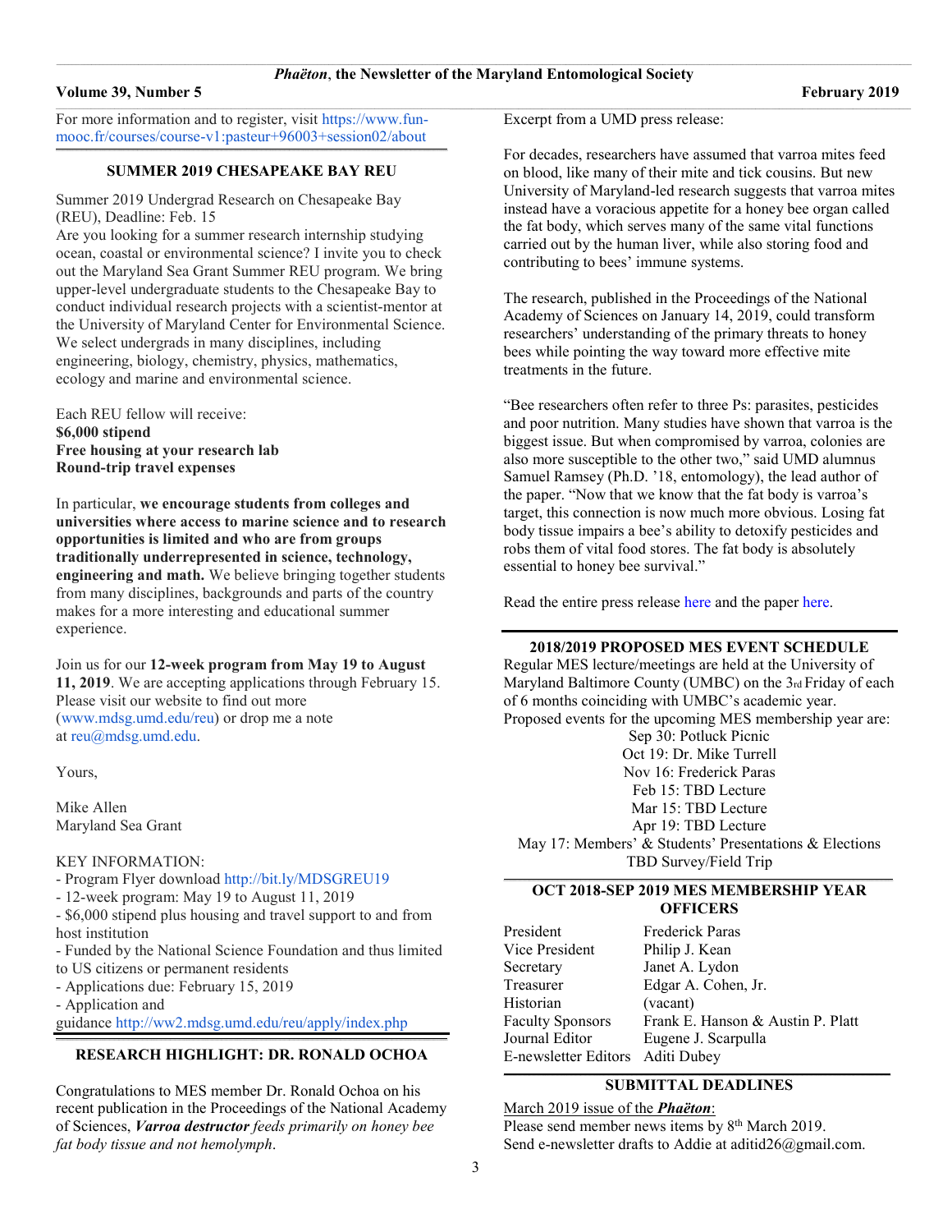For more information and to register, visit https://www.fun-mooc.fr/courses/course-v1:pasteur+96003+session02/about

## SUMMER 2019 CHESAPEAKE BAY REU

Summer 2019 Undergrad Research on Chesapeake Bay (REU), Deadline: Feb. 15

Are you looking for a summer research internship studying ocean, coastal or environmental science? I invite you to check out the Maryland Sea Grant Summer REU program. We bring upper-level undergraduate students to the Chesapeake Bay to conduct individual research projects with a scientist-mentor at the University of Maryland Center for Environmental Science. We select undergrads in many disciplines, including engineering, biology, chemistry, physics, mathematics, ecology and marine and environmental science.

Each REU fellow will receive:
**$6,000 stipend**
**Free housing at your research lab**
**Round-trip travel expenses**

In particular, **we encourage students from colleges and universities where access to marine science and to research opportunities is limited and who are from groups traditionally underrepresented in science, technology, engineering and math.** We believe bringing together students from many disciplines, backgrounds and parts of the country makes for a more interesting and educational summer experience.

Join us for our **12-week program from May 19 to August 11, 2019**. We are accepting applications through February 15. Please visit our website to find out more (www.mdsg.umd.edu/reu) or drop me a note at reu@mdsg.umd.edu.

Yours,

Mike Allen
Maryland Sea Grant

KEY INFORMATION:
- Program Flyer download http://bit.ly/MDSGREU19
- 12-week program: May 19 to August 11, 2019
- $6,000 stipend plus housing and travel support to and from host institution
- Funded by the National Science Foundation and thus limited to US citizens or permanent residents
- Applications due: February 15, 2019
- Application and guidance http://ww2.mdsg.umd.edu/reu/apply/index.php

## RESEARCH HIGHLIGHT: DR. RONALD OCHOA

Congratulations to MES member Dr. Ronald Ochoa on his recent publication in the Proceedings of the National Academy of Sciences, ***Varroa destructor*** *feeds primarily on honey bee fat body tissue and not hemolymph*.

Excerpt from a UMD press release:

For decades, researchers have assumed that varroa mites feed on blood, like many of their mite and tick cousins. But new University of Maryland-led research suggests that varroa mites instead have a voracious appetite for a honey bee organ called the fat body, which serves many of the same vital functions carried out by the human liver, while also storing food and contributing to bees' immune systems.

The research, published in the Proceedings of the National Academy of Sciences on January 14, 2019, could transform researchers' understanding of the primary threats to honey bees while pointing the way toward more effective mite treatments in the future.

"Bee researchers often refer to three Ps: parasites, pesticides and poor nutrition. Many studies have shown that varroa is the biggest issue. But when compromised by varroa, colonies are also more susceptible to the other two," said UMD alumnus Samuel Ramsey (Ph.D. '18, entomology), the lead author of the paper. "Now that we know that the fat body is varroa's target, this connection is now much more obvious. Losing fat body tissue impairs a bee's ability to detoxify pesticides and robs them of vital food stores. The fat body is absolutely essential to honey bee survival."

Read the entire press release here and the paper here.

## 2018/2019 PROPOSED MES EVENT SCHEDULE

Regular MES lecture/meetings are held at the University of Maryland Baltimore County (UMBC) on the 3rd Friday of each of 6 months coinciding with UMBC's academic year. Proposed events for the upcoming MES membership year are:

Sep 30: Potluck Picnic
Oct 19: Dr. Mike Turrell
Nov 16: Frederick Paras
Feb 15: TBD Lecture
Mar 15: TBD Lecture
Apr 19: TBD Lecture
May 17: Members' & Students' Presentations & Elections
TBD Survey/Field Trip

## OCT 2018-SEP 2019 MES MEMBERSHIP YEAR OFFICERS

| | |
|---|---|
| President | Frederick Paras |
| Vice President | Philip J. Kean |
| Secretary | Janet A. Lydon |
| Treasurer | Edgar A. Cohen, Jr. |
| Historian | (vacant) |
| Faculty Sponsors | Frank E. Hanson & Austin P. Platt |
| Journal Editor | Eugene J. Scarpulla |
| E-newsletter Editors | Aditi Dubey |

## SUBMITTAL DEADLINES

March 2019 issue of the ***Phaëton***:
Please send member news items by 8th March 2019.
Send e-newsletter drafts to Addie at aditid26@gmail.com.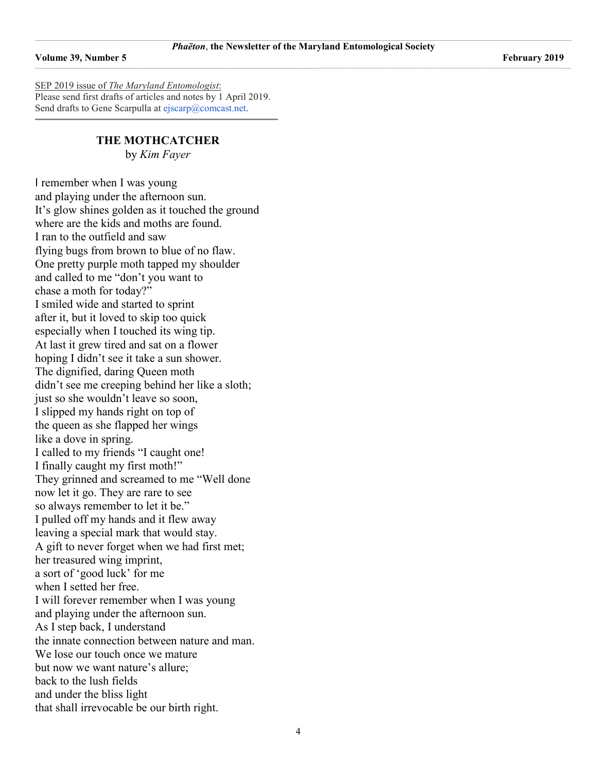SEP 2019 issue of *The Maryland Entomologist*:
Please send first drafts of articles and notes by 1 April 2019.
Send drafts to Gene Scarpulla at ejscarp@comcast.net.

---

## THE MOTHCATCHER

by *Kim Fayer*

I remember when I was young
and playing under the afternoon sun.
It's glow shines golden as it touched the ground
where are the kids and moths are found.
I ran to the outfield and saw
flying bugs from brown to blue of no flaw.
One pretty purple moth tapped my shoulder
and called to me "don't you want to
chase a moth for today?"
I smiled wide and started to sprint
after it, but it loved to skip too quick
especially when I touched its wing tip.
At last it grew tired and sat on a flower
hoping I didn't see it take a sun shower.
The dignified, daring Queen moth
didn't see me creeping behind her like a sloth;
just so she wouldn't leave so soon,
I slipped my hands right on top of
the queen as she flapped her wings
like a dove in spring.
I called to my friends "I caught one!
I finally caught my first moth!"
They grinned and screamed to me "Well done
now let it go. They are rare to see
so always remember to let it be."
I pulled off my hands and it flew away
leaving a special mark that would stay.
A gift to never forget when we had first met;
her treasured wing imprint,
a sort of 'good luck' for me
when I setted her free.
I will forever remember when I was young
and playing under the afternoon sun.
As I step back, I understand
the innate connection between nature and man.
We lose our touch once we mature
but now we want nature's allure;
back to the lush fields
and under the bliss light
that shall irrevocable be our birth right.